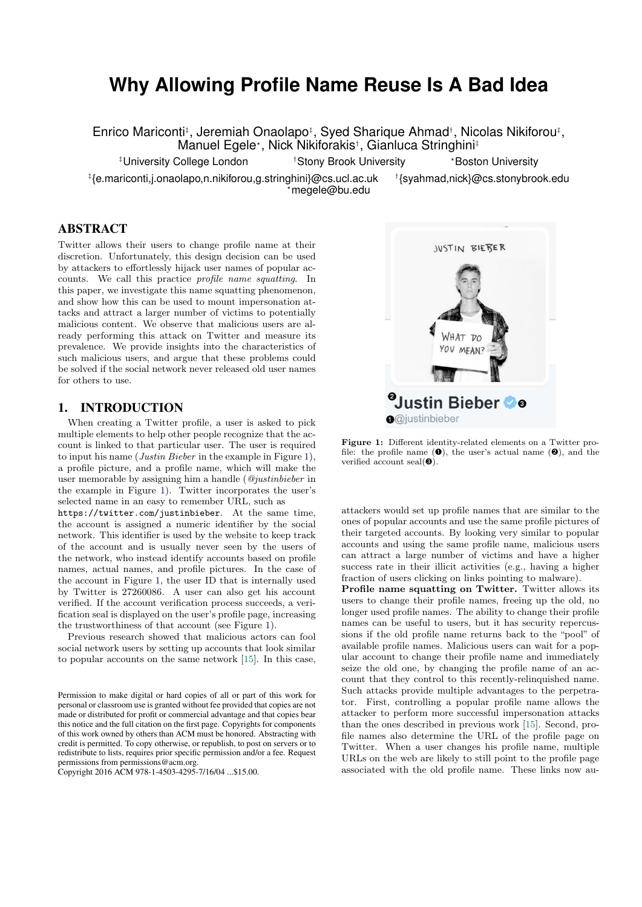# Why Allowing Profile Name Reuse Is A Bad Idea

Enrico Mariconti[‡], Jeremiah Onaolapo[‡], Syed Sharique Ahmad[†], Nicolas Nikiforou[‡], Manuel Egele[⋆], Nick Nikiforakis[†], Gianluca Stringhini[‡]

[‡]University College London [†]Stony Brook University [⋆]Boston University

[‡]{e.mariconti,j.onaolapo,n.nikiforou,g.stringhini}@cs.ucl.ac.uk [†]{syahmad,nick}@cs.stonybrook.edu [⋆]megele@bu.edu

## ABSTRACT

Twitter allows their users to change profile name at their discretion. Unfortunately, this design decision can be used by attackers to effortlessly hijack user names of popular accounts. We call this practice *profile name squatting*. In this paper, we investigate this name squatting phenomenon, and show how this can be used to mount impersonation attacks and attract a larger number of victims to potentially malicious content. We observe that malicious users are already performing this attack on Twitter and measure its prevalence. We provide insights into the characteristics of such malicious users, and argue that these problems could be solved if the social network never released old user names for others to use.

## 1. INTRODUCTION

When creating a Twitter profile, a user is asked to pick multiple elements to help other people recognize that the account is linked to that particular user. The user is required to input his name (*Justin Bieber* in the example in Figure 1), a profile picture, and a profile name, which will make the user memorable by assigning him a handle (*@justinbieber* in the example in Figure 1). Twitter incorporates the user's selected name in an easy to remember URL, such as `https://twitter.com/justinbieber`. At the same time, the account is assigned a numeric identifier by the social network. This identifier is used by the website to keep track of the account and is usually never seen by the users of the network, who instead identify accounts based on profile names, actual names, and profile pictures. In the case of the account in Figure 1, the user ID that is internally used by Twitter is 27260086. A user can also get his account verified. If the account verification process succeeds, a verification seal is displayed on the user's profile page, increasing the trustworthiness of that account (see Figure 1).

Previous research showed that malicious actors can fool social network users by setting up accounts that look similar to popular accounts on the same network [15]. In this case, attackers would set up profile names that are similar to the ones of popular accounts and use the same profile pictures of their targeted accounts. By looking very similar to popular accounts and using the same profile name, malicious users can attract a large number of victims and have a higher success rate in their illicit activities (e.g., having a higher fraction of users clicking on links pointing to malware).

JUSTIN BIEBER

WHAT DO YOU MEAN?

❷Justin Bieber ❸

❶@justinbieber

**Figure 1:** Different identity-related elements on a Twitter profile: the profile name (❶), the user's actual name (❷), and the verified account seal(❸).

**Profile name squatting on Twitter.** Twitter allows its users to change their profile names, freeing up the old, no longer used profile names. The ability to change their profile names can be useful to users, but it has security repercussions if the old profile name returns back to the "pool" of available profile names. Malicious users can wait for a popular account to change their profile name and immediately seize the old one, by changing the profile name of an account that they control to this recently-relinquished name. Such attacks provide multiple advantages to the perpetrator. First, controlling a popular profile name allows the attacker to perform more successful impersonation attacks than the ones described in previous work [15]. Second, profile names also determine the URL of the profile page on Twitter. When a user changes his profile name, multiple URLs on the web are likely to still point to the profile page associated with the old profile name. These links now au-

Permission to make digital or hard copies of all or part of this work for personal or classroom use is granted without fee provided that copies are not made or distributed for profit or commercial advantage and that copies bear this notice and the full citation on the first page. Copyrights for components of this work owned by others than ACM must be honored. Abstracting with credit is permitted. To copy otherwise, or republish, to post on servers or to redistribute to lists, requires prior specific permission and/or a fee. Request permissions from permissions@acm.org.
Copyright 2016 ACM 978-1-4503-4295-7/16/04 ...$15.00.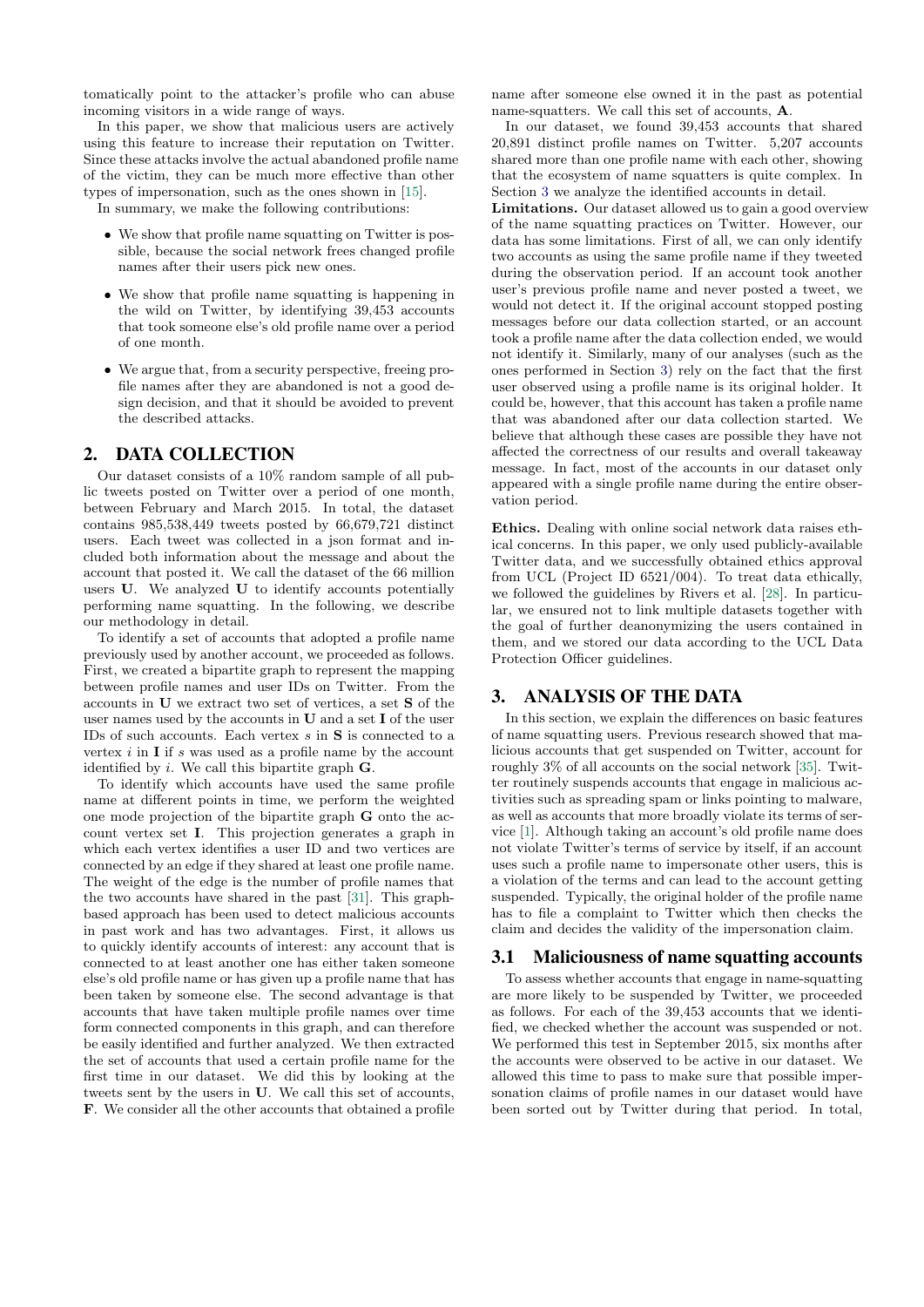tomatically point to the attacker's profile who can abuse incoming visitors in a wide range of ways.

In this paper, we show that malicious users are actively using this feature to increase their reputation on Twitter. Since these attacks involve the actual abandoned profile name of the victim, they can be much more effective than other types of impersonation, such as the ones shown in [15].

In summary, we make the following contributions:

- We show that profile name squatting on Twitter is possible, because the social network frees changed profile names after their users pick new ones.
- We show that profile name squatting is happening in the wild on Twitter, by identifying 39,453 accounts that took someone else's old profile name over a period of one month.
- We argue that, from a security perspective, freeing profile names after they are abandoned is not a good design decision, and that it should be avoided to prevent the described attacks.

## 2. DATA COLLECTION

Our dataset consists of a 10% random sample of all public tweets posted on Twitter over a period of one month, between February and March 2015. In total, the dataset contains 985,538,449 tweets posted by 66,679,721 distinct users. Each tweet was collected in a json format and included both information about the message and about the account that posted it. We call the dataset of the 66 million users **U**. We analyzed **U** to identify accounts potentially performing name squatting. In the following, we describe our methodology in detail.

To identify a set of accounts that adopted a profile name previously used by another account, we proceeded as follows. First, we created a bipartite graph to represent the mapping between profile names and user IDs on Twitter. From the accounts in **U** we extract two set of vertices, a set **S** of the user names used by the accounts in **U** and a set **I** of the user IDs of such accounts. Each vertex $s$ in **S** is connected to a vertex $i$ in **I** if $s$ was used as a profile name by the account identified by $i$. We call this bipartite graph **G**.

To identify which accounts have used the same profile name at different points in time, we perform the weighted one mode projection of the bipartite graph **G** onto the account vertex set **I**. This projection generates a graph in which each vertex identifies a user ID and two vertices are connected by an edge if they shared at least one profile name. The weight of the edge is the number of profile names that the two accounts have shared in the past [31]. This graph-based approach has been used to detect malicious accounts in past work and has two advantages. First, it allows us to quickly identify accounts of interest: any account that is connected to at least another one has either taken someone else's old profile name or has given up a profile name that has been taken by someone else. The second advantage is that accounts that have taken multiple profile names over time form connected components in this graph, and can therefore be easily identified and further analyzed. We then extracted the set of accounts that used a certain profile name for the first time in our dataset. We did this by looking at the tweets sent by the users in **U**. We call this set of accounts, **F**. We consider all the other accounts that obtained a profile name after someone else owned it in the past as potential name-squatters. We call this set of accounts, **A**.

In our dataset, we found 39,453 accounts that shared 20,891 distinct profile names on Twitter. 5,207 accounts shared more than one profile name with each other, showing that the ecosystem of name squatters is quite complex. In Section 3 we analyze the identified accounts in detail.

**Limitations.** Our dataset allowed us to gain a good overview of the name squatting practices on Twitter. However, our data has some limitations. First of all, we can only identify two accounts as using the same profile name if they tweeted during the observation period. If an account took another user's previous profile name and never posted a tweet, we would not detect it. If the original account stopped posting messages before our data collection started, or an account took a profile name after the data collection ended, we would not identify it. Similarly, many of our analyses (such as the ones performed in Section 3) rely on the fact that the first user observed using a profile name is its original holder. It could be, however, that this account has taken a profile name that was abandoned after our data collection started. We believe that although these cases are possible they have not affected the correctness of our results and overall takeaway message. In fact, most of the accounts in our dataset only appeared with a single profile name during the entire observation period.

**Ethics.** Dealing with online social network data raises ethical concerns. In this paper, we only used publicly-available Twitter data, and we successfully obtained ethics approval from UCL (Project ID 6521/004). To treat data ethically, we followed the guidelines by Rivers et al. [28]. In particular, we ensured not to link multiple datasets together with the goal of further deanonymizing the users contained in them, and we stored our data according to the UCL Data Protection Officer guidelines.

## 3. ANALYSIS OF THE DATA

In this section, we explain the differences on basic features of name squatting users. Previous research showed that malicious accounts that get suspended on Twitter, account for roughly 3% of all accounts on the social network [35]. Twitter routinely suspends accounts that engage in malicious activities such as spreading spam or links pointing to malware, as well as accounts that more broadly violate its terms of service [1]. Although taking an account's old profile name does not violate Twitter's terms of service by itself, if an account uses such a profile name to impersonate other users, this is a violation of the terms and can lead to the account getting suspended. Typically, the original holder of the profile name has to file a complaint to Twitter which then checks the claim and decides the validity of the impersonation claim.

### 3.1 Maliciousness of name squatting accounts

To assess whether accounts that engage in name-squatting are more likely to be suspended by Twitter, we proceeded as follows. For each of the 39,453 accounts that we identified, we checked whether the account was suspended or not. We performed this test in September 2015, six months after the accounts were observed to be active in our dataset. We allowed this time to pass to make sure that possible impersonation claims of profile names in our dataset would have been sorted out by Twitter during that period. In total,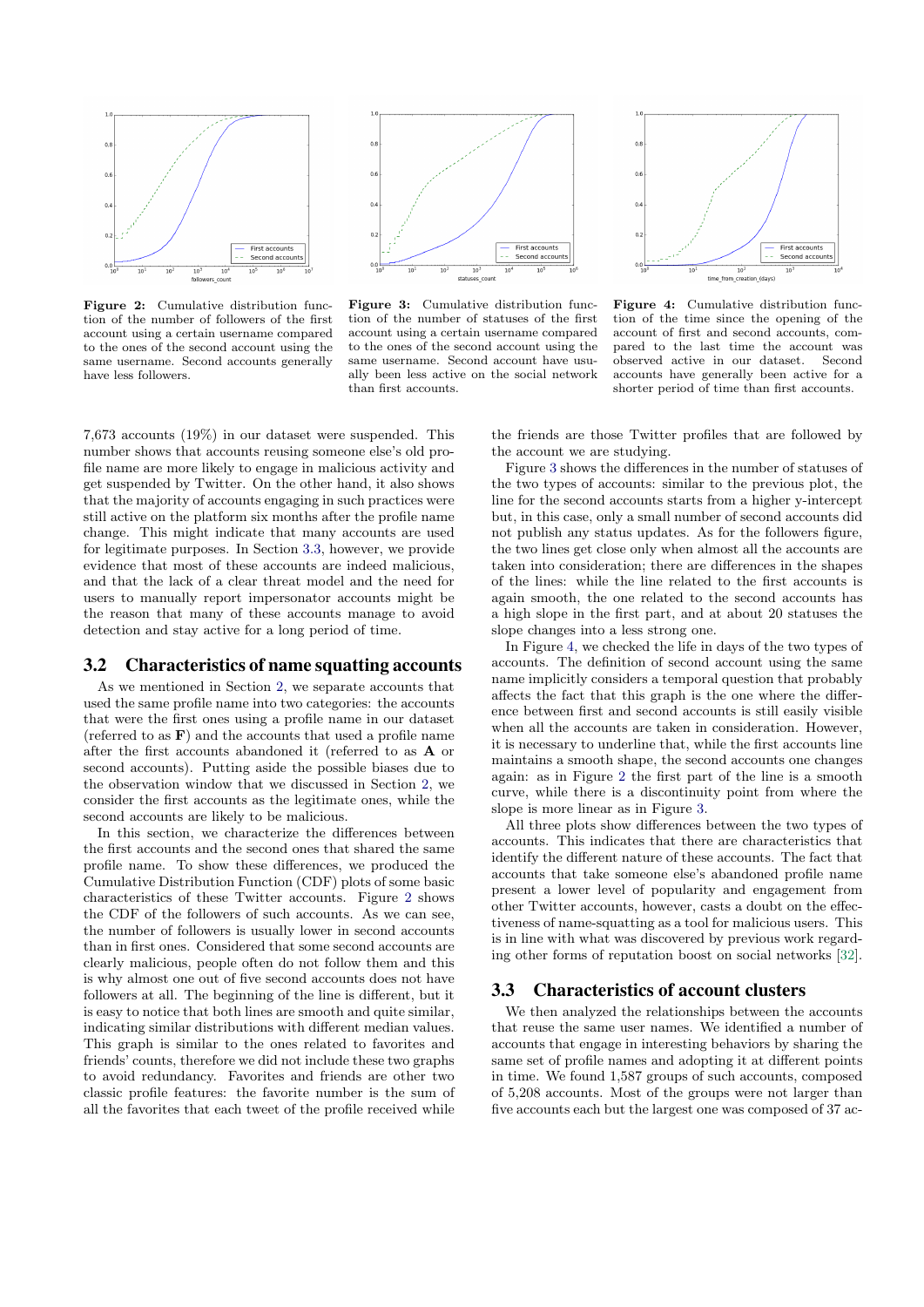1.0
0.8
0.6
0.4
0.2
0.0
$10^0$ $10^1$ $10^2$ $10^3$ $10^4$ $10^5$ $10^6$ $10^7$
followers_count
First accounts
Second accounts

**Figure 2:** Cumulative distribution function of the number of followers of the first account using a certain username compared to the ones of the second account using the same username. Second accounts generally have less followers.

1.0
0.8
0.6
0.4
0.2
0.0
$10^0$ $10^1$ $10^2$ $10^3$ $10^4$ $10^5$ $10^6$
statuses_count
First accounts
Second accounts

**Figure 3:** Cumulative distribution function of the number of statuses of the first account using a certain username compared to the ones of the second account using the same username. Second account have usually been less active on the social network than first accounts.

1.0
0.8
0.6
0.4
0.2
0.0
$10^0$ $10^1$ $10^2$ $10^3$ $10^4$
time_from_creation_(days)
First accounts
Second accounts

**Figure 4:** Cumulative distribution function of the time since the opening of the account of first and second accounts, compared to the last time the account was observed active in our dataset. Second accounts have generally been active for a shorter period of time than first accounts.

7,673 accounts (19%) in our dataset were suspended. This number shows that accounts reusing someone else's old profile name are more likely to engage in malicious activity and get suspended by Twitter. On the other hand, it also shows that the majority of accounts engaging in such practices were still active on the platform six months after the profile name change. This might indicate that many accounts are used for legitimate purposes. In Section 3.3, however, we provide evidence that most of these accounts are indeed malicious, and that the lack of a clear threat model and the need for users to manually report impersonator accounts might be the reason that many of these accounts manage to avoid detection and stay active for a long period of time.

## 3.2 Characteristics of name squatting accounts

As we mentioned in Section 2, we separate accounts that used the same profile name into two categories: the accounts that were the first ones using a profile name in our dataset (referred to as **F**) and the accounts that used a profile name after the first accounts abandoned it (referred to as **A** or second accounts). Putting aside the possible biases due to the observation window that we discussed in Section 2, we consider the first accounts as the legitimate ones, while the second accounts are likely to be malicious.

In this section, we characterize the differences between the first accounts and the second ones that shared the same profile name. To show these differences, we produced the Cumulative Distribution Function (CDF) plots of some basic characteristics of these Twitter accounts. Figure 2 shows the CDF of the followers of such accounts. As we can see, the number of followers is usually lower in second accounts than in first ones. Considered that some second accounts are clearly malicious, people often do not follow them and this is why almost one out of five second accounts does not have followers at all. The beginning of the line is different, but it is easy to notice that both lines are smooth and quite similar, indicating similar distributions with different median values. This graph is similar to the ones related to favorites and friends' counts, therefore we did not include these two graphs to avoid redundancy. Favorites and friends are other two classic profile features: the favorite number is the sum of all the favorites that each tweet of the profile received while the friends are those Twitter profiles that are followed by the account we are studying.

Figure 3 shows the differences in the number of statuses of the two types of accounts: similar to the previous plot, the line for the second accounts starts from a higher y-intercept but, in this case, only a small number of second accounts did not publish any status updates. As for the followers figure, the two lines get close only when almost all the accounts are taken into consideration; there are differences in the shapes of the lines: while the line related to the first accounts is again smooth, the one related to the second accounts has a high slope in the first part, and at about 20 statuses the slope changes into a less strong one.

In Figure 4, we checked the life in days of the two types of accounts. The definition of second account using the same name implicitly considers a temporal question that probably affects the fact that this graph is the one where the difference between first and second accounts is still easily visible when all the accounts are taken in consideration. However, it is necessary to underline that, while the first accounts line maintains a smooth shape, the second accounts one changes again: as in Figure 2 the first part of the line is a smooth curve, while there is a discontinuity point from where the slope is more linear as in Figure 3.

All three plots show differences between the two types of accounts. This indicates that there are characteristics that identify the different nature of these accounts. The fact that accounts that take someone else's abandoned profile name present a lower level of popularity and engagement from other Twitter accounts, however, casts a doubt on the effectiveness of name-squatting as a tool for malicious users. This is in line with what was discovered by previous work regarding other forms of reputation boost on social networks [32].

## 3.3 Characteristics of account clusters

We then analyzed the relationships between the accounts that reuse the same user names. We identified a number of accounts that engage in interesting behaviors by sharing the same set of profile names and adopting it at different points in time. We found 1,587 groups of such accounts, composed of 5,208 accounts. Most of the groups were not larger than five accounts each but the largest one was composed of 37 ac-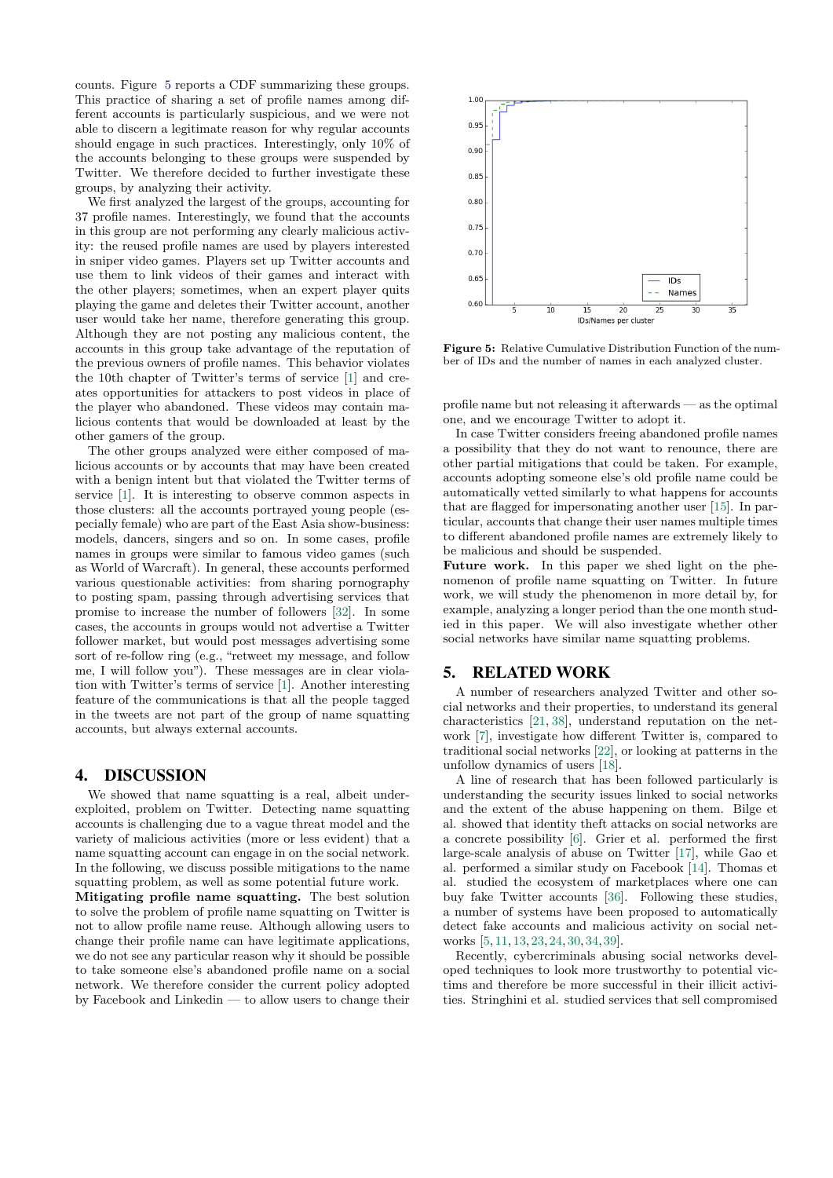counts. Figure 5 reports a CDF summarizing these groups. This practice of sharing a set of profile names among different accounts is particularly suspicious, and we were not able to discern a legitimate reason for why regular accounts should engage in such practices. Interestingly, only 10% of the accounts belonging to these groups were suspended by Twitter. We therefore decided to further investigate these groups, by analyzing their activity.

We first analyzed the largest of the groups, accounting for 37 profile names. Interestingly, we found that the accounts in this group are not performing any clearly malicious activity: the reused profile names are used by players interested in sniper video games. Players set up Twitter accounts and use them to link videos of their games and interact with the other players; sometimes, when an expert player quits playing the game and deletes their Twitter account, another user would take her name, therefore generating this group. Although they are not posting any malicious content, the accounts in this group take advantage of the reputation of the previous owners of profile names. This behavior violates the 10th chapter of Twitter's terms of service [1] and creates opportunities for attackers to post videos in place of the player who abandoned. These videos may contain malicious contents that would be downloaded at least by the other gamers of the group.

The other groups analyzed were either composed of malicious accounts or by accounts that may have been created with a benign intent but that violated the Twitter terms of service [1]. It is interesting to observe common aspects in those clusters: all the accounts portrayed young people (especially female) who are part of the East Asia show-business: models, dancers, singers and so on. In some cases, profile names in groups were similar to famous video games (such as World of Warcraft). In general, these accounts performed various questionable activities: from sharing pornography to posting spam, passing through advertising services that promise to increase the number of followers [32]. In some cases, the accounts in groups would not advertise a Twitter follower market, but would post messages advertising some sort of re-follow ring (e.g., "retweet my message, and follow me, I will follow you"). These messages are in clear violation with Twitter's terms of service [1]. Another interesting feature of the communications is that all the people tagged in the tweets are not part of the group of name squatting accounts, but always external accounts.

Figure 5: Relative Cumulative Distribution Function of the number of IDs and the number of names in each analyzed cluster.

# 4. DISCUSSION

We showed that name squatting is a real, albeit under-exploited, problem on Twitter. Detecting name squatting accounts is challenging due to a vague threat model and the variety of malicious activities (more or less evident) that a name squatting account can engage in on the social network. In the following, we discuss possible mitigations to the name squatting problem, as well as some potential future work.

**Mitigating profile name squatting.** The best solution to solve the problem of profile name squatting on Twitter is not to allow profile name reuse. Although allowing users to change their profile name can have legitimate applications, we do not see any particular reason why it should be possible to take someone else's abandoned profile name on a social network. We therefore consider the current policy adopted by Facebook and Linkedin — to allow users to change their profile name but not releasing it afterwards — as the optimal one, and we encourage Twitter to adopt it.

In case Twitter considers freeing abandoned profile names a possibility that they do not want to renounce, there are other partial mitigations that could be taken. For example, accounts adopting someone else's old profile name could be automatically vetted similarly to what happens for accounts that are flagged for impersonating another user [15]. In particular, accounts that change their user names multiple times to different abandoned profile names are extremely likely to be malicious and should be suspended.

**Future work.** In this paper we shed light on the phenomenon of profile name squatting on Twitter. In future work, we will study the phenomenon in more detail by, for example, analyzing a longer period than the one month studied in this paper. We will also investigate whether other social networks have similar name squatting problems.

# 5. RELATED WORK

A number of researchers analyzed Twitter and other social networks and their properties, to understand its general characteristics [21, 38], understand reputation on the network [7], investigate how different Twitter is, compared to traditional social networks [22], or looking at patterns in the unfollow dynamics of users [18].

A line of research that has been followed particularly is understanding the security issues linked to social networks and the extent of the abuse happening on them. Bilge et al. showed that identity theft attacks on social networks are a concrete possibility [6]. Grier et al. performed the first large-scale analysis of abuse on Twitter [17], while Gao et al. performed a similar study on Facebook [14]. Thomas et al. studied the ecosystem of marketplaces where one can buy fake Twitter accounts [36]. Following these studies, a number of systems have been proposed to automatically detect fake accounts and malicious activity on social networks [5, 11, 13, 23, 24, 30, 34, 39].

Recently, cybercriminals abusing social networks developed techniques to look more trustworthy to potential victims and therefore be more successful in their illicit activities. Stringhini et al. studied services that sell compromised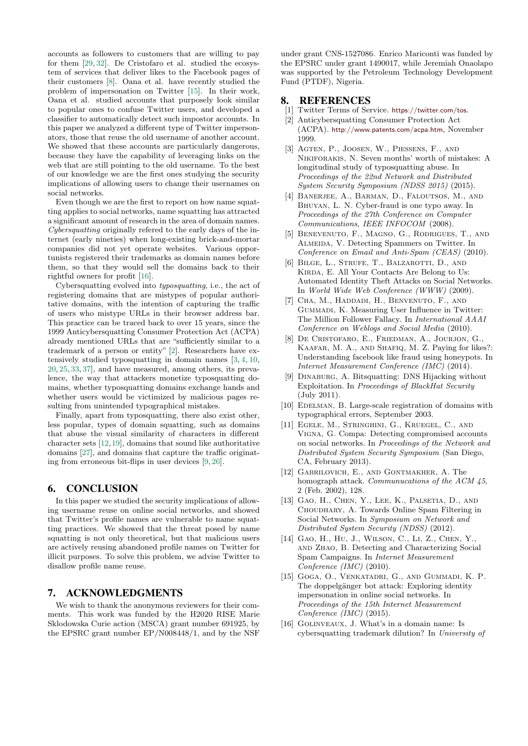accounts as followers to customers that are willing to pay for them [29, 32]. De Cristofaro et al. studied the ecosystem of services that deliver likes to the Facebook pages of their customers [8]. Oana et al. have recently studied the problem of impersonation on Twitter [15]. In their work, Oana et al. studied accounts that purposely look similar to popular ones to confuse Twitter users, and developed a classifier to automatically detect such impostor accounts. In this paper we analyzed a different type of Twitter impersonators, those that reuse the old username of another account. We showed that these accounts are particularly dangerous, because they have the capability of leveraging links on the web that are still pointing to the old username. To the best of our knowledge we are the first ones studying the security implications of allowing users to change their usernames on social networks.

Even though we are the first to report on how name squatting applies to social networks, name squatting has attracted a significant amount of research in the area of domain names. *Cybersquatting* originally refered to the early days of the internet (early nineties) when long-existing brick-and-mortar companies did not yet operate websites. Various opportunists registered their trademarks as domain names before them, so that they would sell the domains back to their rightful owners for profit [16].

Cybersquatting evolved into *typosquatting*, i.e., the act of registering domains that are mistypes of popular authoritative domains, with the intention of capturing the traffic of users who mistype URLs in their browser address bar. This practice can be traced back to over 15 years, since the 1999 Anticybersquatting Consumer Protection Act (ACPA) already mentioned URLs that are "sufficiently similar to a trademark of a person or entity" [2]. Researchers have extensively studied typosquatting in domain names [3, 4, 10, 20, 25, 33, 37], and have measured, among others, its prevalence, the way that attackers monetize typosquatting domains, whether typosquatting domains exchange hands and whether users would be victimized by malicious pages resulting from unintended typographical mistakes.

Finally, apart from typosquatting, there also exist other, less popular, types of domain squatting, such as domains that abuse the visual similarity of characters in different character sets [12, 19], domains that sound like authoritative domains [27], and domains that capture the traffic originating from erroneous bit-flips in user devices [9, 26].

## 6. CONCLUSION

In this paper we studied the security implications of allowing username reuse on online social networks, and showed that Twitter's profile names are vulnerable to name squatting practices. We showed that the threat posed by name squatting is not only theoretical, but that malicious users are actively reusing abandoned profile names on Twitter for illicit purposes. To solve this problem, we advise Twitter to disallow profile name reuse.

## 7. ACKNOWLEDGMENTS

We wish to thank the anonymous reviewers for their comments. This work was funded by the H2020 RISE Marie Sklodowska Curie action (MSCA) grant number 691925, by the EPSRC grant number EP/N008448/1, and by the NSF under grant CNS-1527086. Enrico Mariconti was funded by the EPSRC under grant 1490017, while Jeremiah Onaolapo was supported by the Petroleum Technology Development Fund (PTDF), Nigeria.

## 8. REFERENCES

[1] Twitter Terms of Service. https://twitter.com/tos.

[2] Anticybersquatting Consumer Protection Act (ACPA). http://www.patents.com/acpa.htm, November 1999.

[3] Agten, P., Joosen, W., Piessens, F., and Nikiforakis, N. Seven months' worth of mistakes: A longitudinal study of typosquatting abuse. In *Proceedings of the 22nd Network and Distributed System Security Symposium (NDSS 2015)* (2015).

[4] Banerjee, A., Barman, D., Faloutsos, M., and Bhuyan, L. N. Cyber-fraud is one typo away. In *Proceedings of the 27th Conference on Computer Communications, IEEE INFOCOM* (2008).

[5] Benevenuto, F., Magno, G., Rodrigues, T., and Almeida, V. Detecting Spammers on Twitter. In *Conference on Email and Anti-Spam (CEAS)* (2010).

[6] Bilge, L., Strufe, T., Balzarotti, D., and Kirda, E. All Your Contacts Are Belong to Us: Automated Identity Theft Attacks on Social Networks. In *World Wide Web Conference (WWW)* (2009).

[7] Cha, M., Haddadi, H., Benvenuto, F., and Gummadi, K. Measuring User Influence in Twitter: The Million Follower Fallacy. In *International AAAI Conference on Weblogs and Social Media* (2010).

[8] De Cristofaro, E., Friedman, A., Jourjon, G., Kaafar, M. A., and Shafiq, M. Z. Paying for likes?: Understanding facebook like fraud using honeypots. In *Internet Measurement Conference (IMC)* (2014).

[9] Dinaburg, A. Bitsquatting: DNS Hijacking without Exploitation. In *Proceedings of BlackHat Security* (July 2011).

[10] Edelman, B. Large-scale registration of domains with typographical errors, September 2003.

[11] Egele, M., Stringhini, G., Kruegel, C., and Vigna, G. Compa: Detecting compromised accounts on social networks. In *Proceedings of the Network and Distributed System Security Symposium* (San Diego, CA, February 2013).

[12] Gabrilovich, E., and Gontmakher, A. The homograph attack. *Communcations of the ACM 45*, 2 (Feb. 2002), 128.

[13] Gao, H., Chen, Y., Lee, K., Palsetia, D., and Choudhary, A. Towards Online Spam Filtering in Social Networks. In *Symposium on Network and Distributed System Security (NDSS)* (2012).

[14] Gao, H., Hu, J., Wilson, C., Li, Z., Chen, Y., and Zhao, B. Detecting and Characterizing Social Spam Campaigns. In *Internet Measurement Conference (IMC)* (2010).

[15] Goga, O., Venkatadri, G., and Gummadi, K. P. The doppelgänger bot attack: Exploring identity impersonation in online social networks. In *Proceedings of the 15th Internet Measurement Conference (IMC)* (2015).

[16] Golinveaux, J. What's in a domain name: Is cybersquatting trademark dilution? In *University of*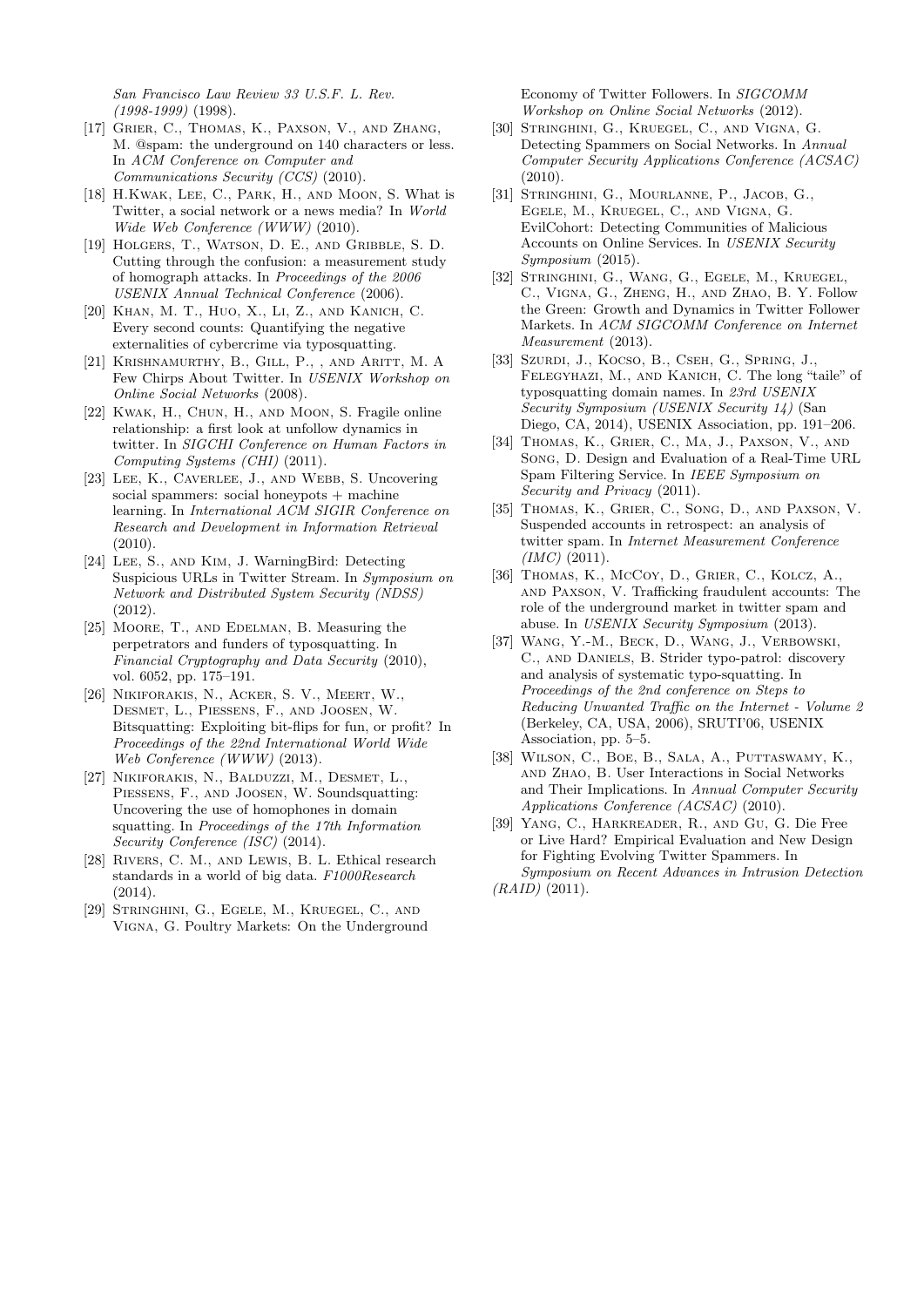*San Francisco Law Review 33 U.S.F. L. Rev. (1998-1999)* (1998).

[17] Grier, C., Thomas, K., Paxson, V., and Zhang, M. @spam: the underground on 140 characters or less. In *ACM Conference on Computer and Communications Security (CCS)* (2010).

[18] H.Kwak, Lee, C., Park, H., and Moon, S. What is Twitter, a social network or a news media? In *World Wide Web Conference (WWW)* (2010).

[19] Holgers, T., Watson, D. E., and Gribble, S. D. Cutting through the confusion: a measurement study of homograph attacks. In *Proceedings of the 2006 USENIX Annual Technical Conference* (2006).

[20] Khan, M. T., Huo, X., Li, Z., and Kanich, C. Every second counts: Quantifying the negative externalities of cybercrime via typosquatting.

[21] Krishnamurthy, B., Gill, P., , and Aritt, M. A Few Chirps About Twitter. In *USENIX Workshop on Online Social Networks* (2008).

[22] Kwak, H., Chun, H., and Moon, S. Fragile online relationship: a first look at unfollow dynamics in twitter. In *SIGCHI Conference on Human Factors in Computing Systems (CHI)* (2011).

[23] Lee, K., Caverlee, J., and Webb, S. Uncovering social spammers: social honeypots + machine learning. In *International ACM SIGIR Conference on Research and Development in Information Retrieval* (2010).

[24] Lee, S., and Kim, J. WarningBird: Detecting Suspicious URLs in Twitter Stream. In *Symposium on Network and Distributed System Security (NDSS)* (2012).

[25] Moore, T., and Edelman, B. Measuring the perpetrators and funders of typosquatting. In *Financial Cryptography and Data Security* (2010), vol. 6052, pp. 175–191.

[26] Nikiforakis, N., Acker, S. V., Meert, W., Desmet, L., Piessens, F., and Joosen, W. Bitsquatting: Exploiting bit-flips for fun, or profit? In *Proceedings of the 22nd International World Wide Web Conference (WWW)* (2013).

[27] Nikiforakis, N., Balduzzi, M., Desmet, L., Piessens, F., and Joosen, W. Soundsquatting: Uncovering the use of homophones in domain squatting. In *Proceedings of the 17th Information Security Conference (ISC)* (2014).

[28] Rivers, C. M., and Lewis, B. L. Ethical research standards in a world of big data. *F1000Research* (2014).

[29] Stringhini, G., Egele, M., Kruegel, C., and Vigna, G. Poultry Markets: On the Underground Economy of Twitter Followers. In *SIGCOMM Workshop on Online Social Networks* (2012).

[30] Stringhini, G., Kruegel, C., and Vigna, G. Detecting Spammers on Social Networks. In *Annual Computer Security Applications Conference (ACSAC)* (2010).

[31] Stringhini, G., Mourlanne, P., Jacob, G., Egele, M., Kruegel, C., and Vigna, G. EvilCohort: Detecting Communities of Malicious Accounts on Online Services. In *USENIX Security Symposium* (2015).

[32] Stringhini, G., Wang, G., Egele, M., Kruegel, C., Vigna, G., Zheng, H., and Zhao, B. Y. Follow the Green: Growth and Dynamics in Twitter Follower Markets. In *ACM SIGCOMM Conference on Internet Measurement* (2013).

[33] Szurdi, J., Kocso, B., Cseh, G., Spring, J., Felegyhazi, M., and Kanich, C. The long "taile" of typosquatting domain names. In *23rd USENIX Security Symposium (USENIX Security 14)* (San Diego, CA, 2014), USENIX Association, pp. 191–206.

[34] Thomas, K., Grier, C., Ma, J., Paxson, V., and Song, D. Design and Evaluation of a Real-Time URL Spam Filtering Service. In *IEEE Symposium on Security and Privacy* (2011).

[35] Thomas, K., Grier, C., Song, D., and Paxson, V. Suspended accounts in retrospect: an analysis of twitter spam. In *Internet Measurement Conference (IMC)* (2011).

[36] Thomas, K., McCoy, D., Grier, C., Kolcz, A., and Paxson, V. Trafficking fraudulent accounts: The role of the underground market in twitter spam and abuse. In *USENIX Security Symposium* (2013).

[37] Wang, Y.-M., Beck, D., Wang, J., Verbowski, C., and Daniels, B. Strider typo-patrol: discovery and analysis of systematic typo-squatting. In *Proceedings of the 2nd conference on Steps to Reducing Unwanted Traffic on the Internet - Volume 2* (Berkeley, CA, USA, 2006), SRUTI'06, USENIX Association, pp. 5–5.

[38] Wilson, C., Boe, B., Sala, A., Puttaswamy, K., and Zhao, B. User Interactions in Social Networks and Their Implications. In *Annual Computer Security Applications Conference (ACSAC)* (2010).

[39] Yang, C., Harkreader, R., and Gu, G. Die Free or Live Hard? Empirical Evaluation and New Design for Fighting Evolving Twitter Spammers. In *Symposium on Recent Advances in Intrusion Detection (RAID)* (2011).